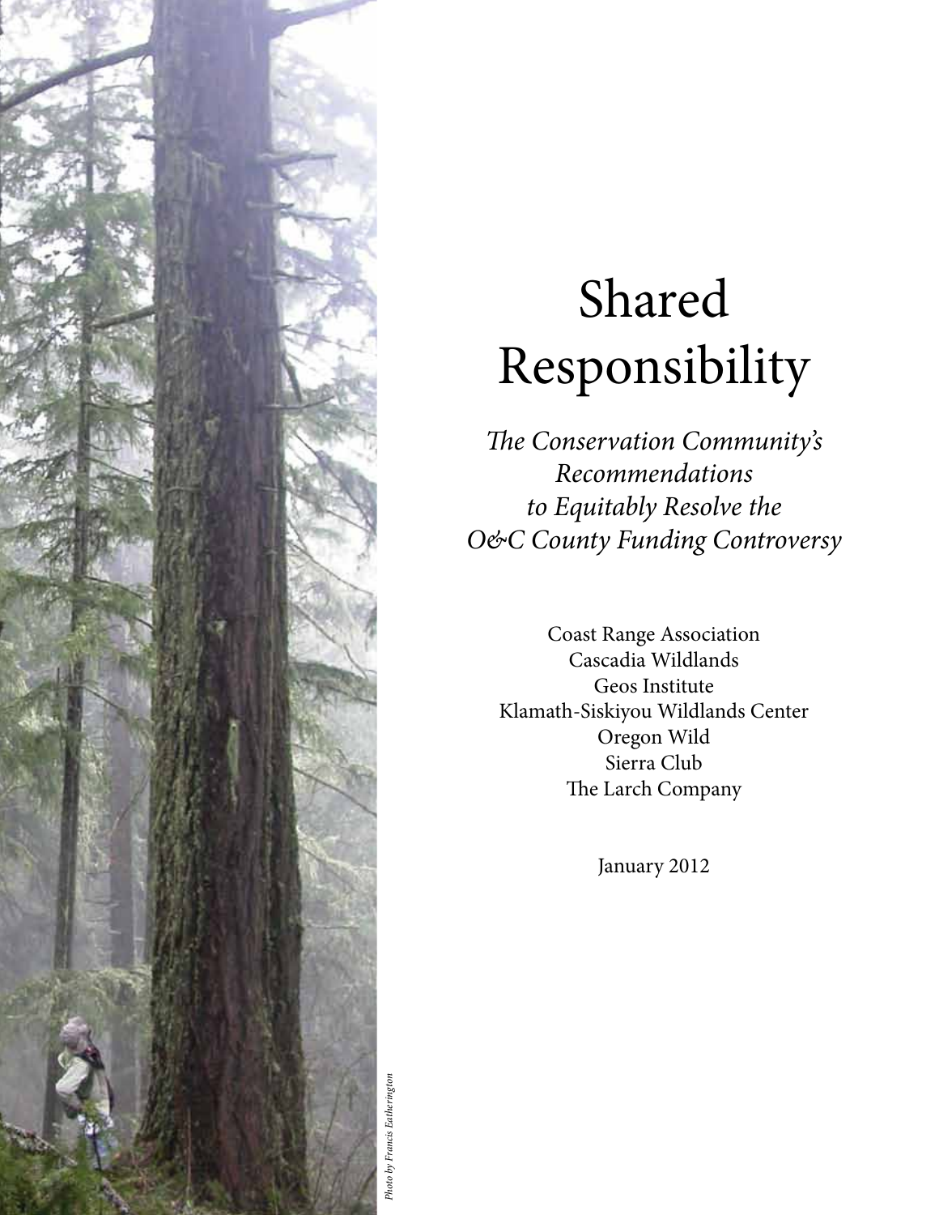# Shared Responsibility

*The Conservation Community's Recommendations to Equitably Resolve the O&C County Funding Controversy*

Coast Range Association
Cascadia Wildlands
Geos Institute
Klamath-Siskiyou Wildlands Center
Oregon Wild
Sierra Club
The Larch Company

January 2012

*Photo by Francis Eatherington*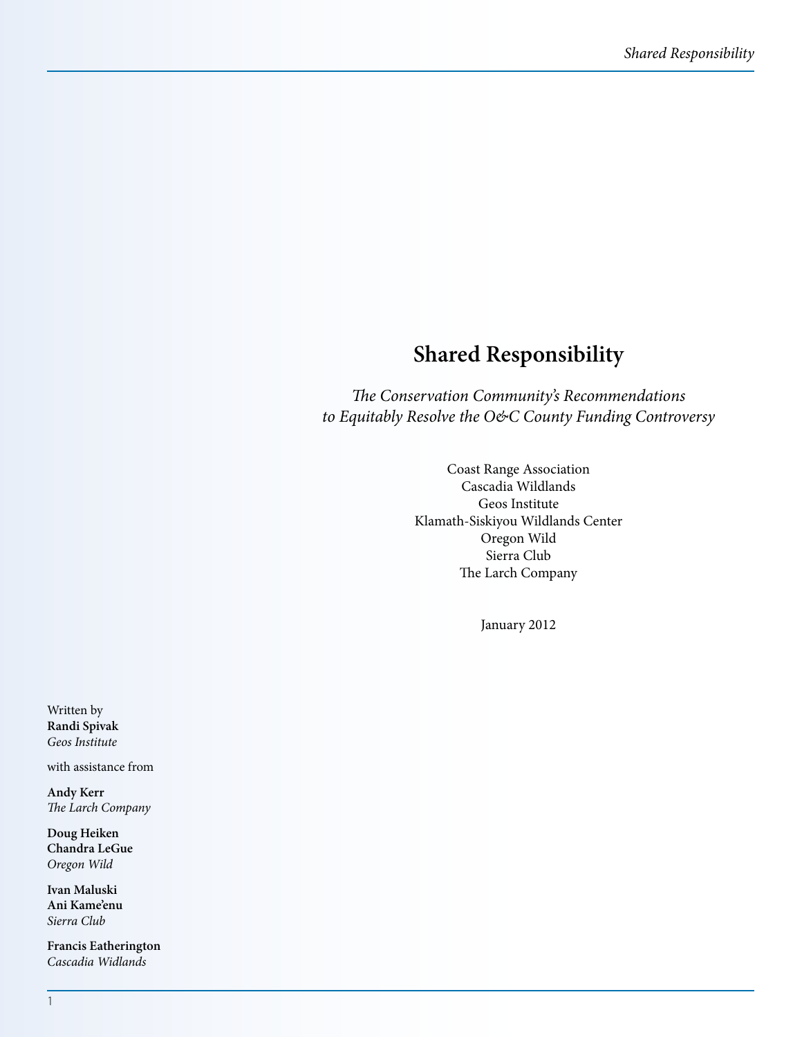# Shared Responsibility

*The Conservation Community's Recommendations to Equitably Resolve the O&C County Funding Controversy*

Coast Range Association
Cascadia Wildlands
Geos Institute
Klamath-Siskiyou Wildlands Center
Oregon Wild
Sierra Club
The Larch Company

January 2012

Written by
**Randi Spivak**
*Geos Institute*

with assistance from

**Andy Kerr**
*The Larch Company*

**Doug Heiken**
**Chandra LeGue**
*Oregon Wild*

**Ivan Maluski**
**Ani Kame'enu**
*Sierra Club*

**Francis Eatherington**
*Cascadia Widlands*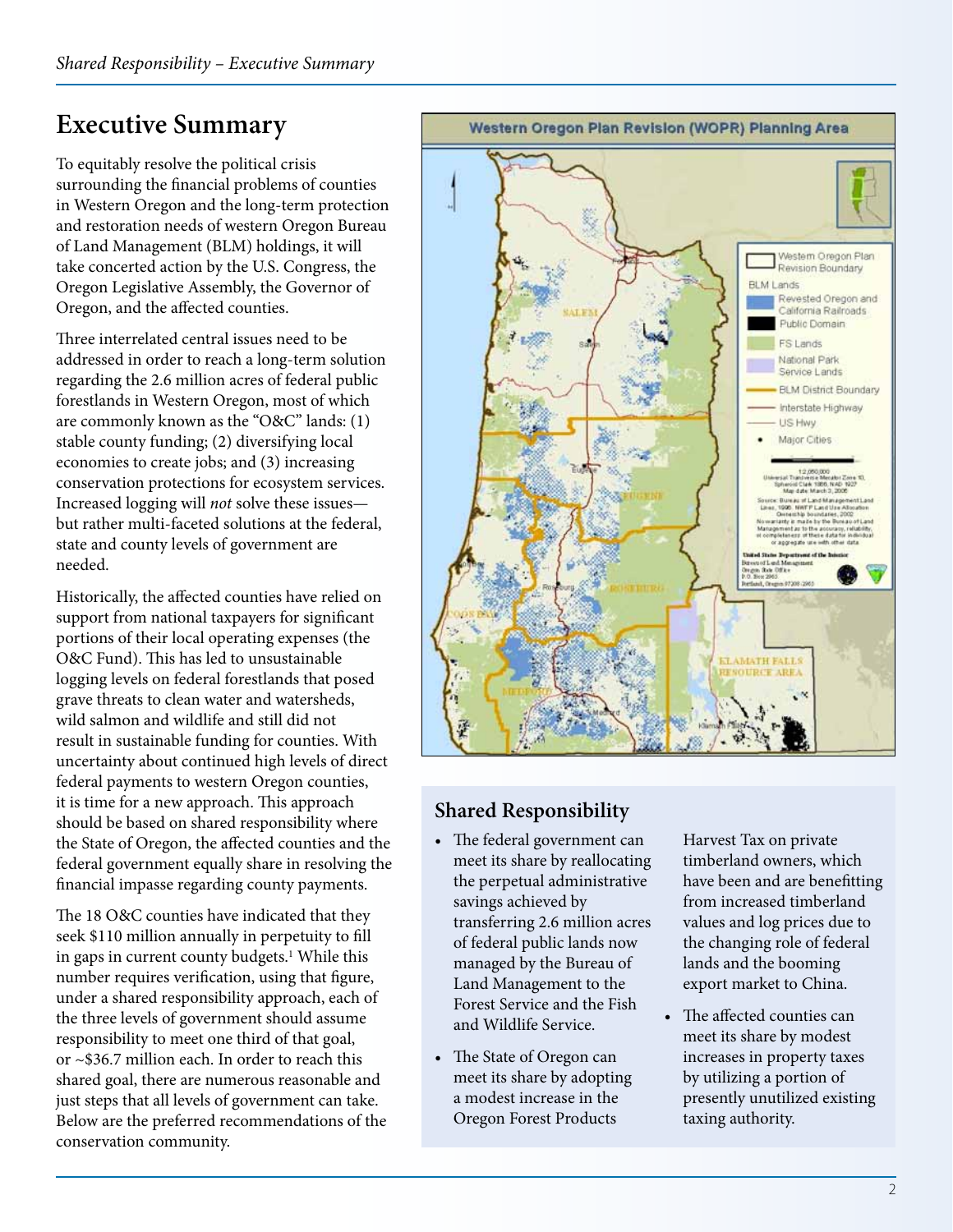## Executive Summary

To equitably resolve the political crisis surrounding the financial problems of counties in Western Oregon and the long-term protection and restoration needs of western Oregon Bureau of Land Management (BLM) holdings, it will take concerted action by the U.S. Congress, the Oregon Legislative Assembly, the Governor of Oregon, and the affected counties.

Three interrelated central issues need to be addressed in order to reach a long-term solution regarding the 2.6 million acres of federal public forestlands in Western Oregon, most of which are commonly known as the "O&C" lands: (1) stable county funding; (2) diversifying local economies to create jobs; and (3) increasing conservation protections for ecosystem services. Increased logging will *not* solve these issues—but rather multi-faceted solutions at the federal, state and county levels of government are needed.

Historically, the affected counties have relied on support from national taxpayers for significant portions of their local operating expenses (the O&C Fund). This has led to unsustainable logging levels on federal forestlands that posed grave threats to clean water and watersheds, wild salmon and wildlife and still did not result in sustainable funding for counties. With uncertainty about continued high levels of direct federal payments to western Oregon counties, it is time for a new approach. This approach should be based on shared responsibility where the State of Oregon, the affected counties and the federal government equally share in resolving the financial impasse regarding county payments.

The 18 O&C counties have indicated that they seek $110 million annually in perpetuity to fill in gaps in current county budgets.[1] While this number requires verification, using that figure, under a shared responsibility approach, each of the three levels of government should assume responsibility to meet one third of that goal, or ~$36.7 million each. In order to reach this shared goal, there are numerous reasonable and just steps that all levels of government can take. Below are the preferred recommendations of the conservation community.

### Shared Responsibility

- The federal government can meet its share by reallocating the perpetual administrative savings achieved by transferring 2.6 million acres of federal public lands now managed by the Bureau of Land Management to the Forest Service and the Fish and Wildlife Service.
- The State of Oregon can meet its share by adopting a modest increase in the Oregon Forest Products Harvest Tax on private timberland owners, which have been and are benefitting from increased timberland values and log prices due to the changing role of federal lands and the booming export market to China.
- The affected counties can meet its share by modest increases in property taxes by utilizing a portion of presently unutilized existing taxing authority.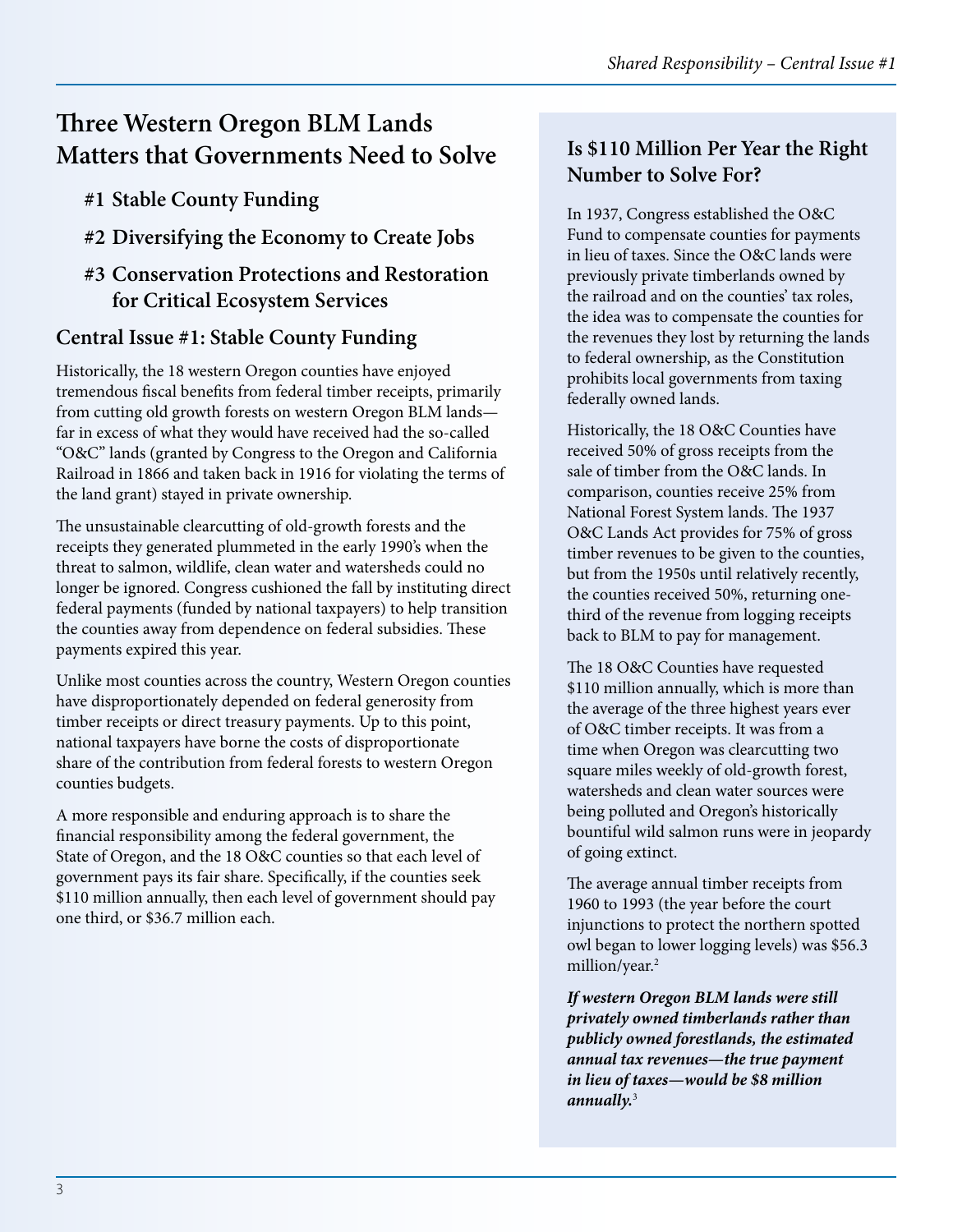## Three Western Oregon BLM Lands Matters that Governments Need to Solve

**#1 Stable County Funding**

**#2 Diversifying the Economy to Create Jobs**

**#3 Conservation Protections and Restoration for Critical Ecosystem Services**

### Central Issue #1: Stable County Funding

Historically, the 18 western Oregon counties have enjoyed tremendous fiscal benefits from federal timber receipts, primarily from cutting old growth forests on western Oregon BLM lands—far in excess of what they would have received had the so-called "O&C" lands (granted by Congress to the Oregon and California Railroad in 1866 and taken back in 1916 for violating the terms of the land grant) stayed in private ownership.

The unsustainable clearcutting of old-growth forests and the receipts they generated plummeted in the early 1990's when the threat to salmon, wildlife, clean water and watersheds could no longer be ignored. Congress cushioned the fall by instituting direct federal payments (funded by national taxpayers) to help transition the counties away from dependence on federal subsidies. These payments expired this year.

Unlike most counties across the country, Western Oregon counties have disproportionately depended on federal generosity from timber receipts or direct treasury payments. Up to this point, national taxpayers have borne the costs of disproportionate share of the contribution from federal forests to western Oregon counties budgets.

A more responsible and enduring approach is to share the financial responsibility among the federal government, the State of Oregon, and the 18 O&C counties so that each level of government pays its fair share. Specifically, if the counties seek $110 million annually, then each level of government should pay one third, or $36.7 million each.

### Is $110 Million Per Year the Right Number to Solve For?

In 1937, Congress established the O&C Fund to compensate counties for payments in lieu of taxes. Since the O&C lands were previously private timberlands owned by the railroad and on the counties' tax roles, the idea was to compensate the counties for the revenues they lost by returning the lands to federal ownership, as the Constitution prohibits local governments from taxing federally owned lands.

Historically, the 18 O&C Counties have received 50% of gross receipts from the sale of timber from the O&C lands. In comparison, counties receive 25% from National Forest System lands. The 1937 O&C Lands Act provides for 75% of gross timber revenues to be given to the counties, but from the 1950s until relatively recently, the counties received 50%, returning one-third of the revenue from logging receipts back to BLM to pay for management.

The 18 O&C Counties have requested $110 million annually, which is more than the average of the three highest years ever of O&C timber receipts. It was from a time when Oregon was clearcutting two square miles weekly of old-growth forest, watersheds and clean water sources were being polluted and Oregon's historically bountiful wild salmon runs were in jeopardy of going extinct.

The average annual timber receipts from 1960 to 1993 (the year before the court injunctions to protect the northern spotted owl began to lower logging levels) was $56.3 million/year.[2]

***If western Oregon BLM lands were still privately owned timberlands rather than publicly owned forestlands, the estimated annual tax revenues—the true payment in lieu of taxes—would be $8 million annually.***[3]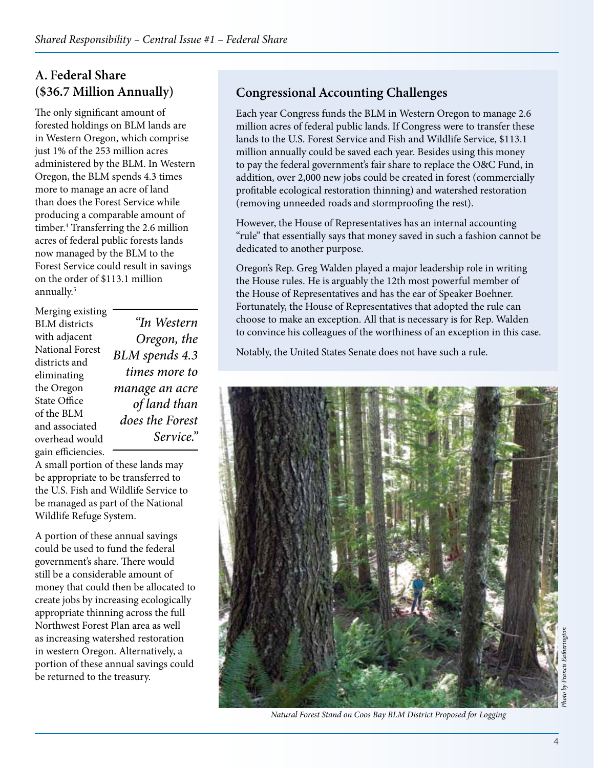## A. Federal Share ($36.7 Million Annually)

The only significant amount of forested holdings on BLM lands are in Western Oregon, which comprise just 1% of the 253 million acres administered by the BLM. In Western Oregon, the BLM spends 4.3 times more to manage an acre of land than does the Forest Service while producing a comparable amount of timber.[4] Transferring the 2.6 million acres of federal public forests lands now managed by the BLM to the Forest Service could result in savings on the order of $113.1 million annually.[5]

Merging existing BLM districts with adjacent National Forest districts and eliminating the Oregon State Office of the BLM and associated overhead would gain efficiencies. A small portion of these lands may be appropriate to be transferred to the U.S. Fish and Wildlife Service to be managed as part of the National Wildlife Refuge System.

> *"In Western Oregon, the BLM spends 4.3 times more to manage an acre of land than does the Forest Service."*

A portion of these annual savings could be used to fund the federal government's share. There would still be a considerable amount of money that could then be allocated to create jobs by increasing ecologically appropriate thinning across the full Northwest Forest Plan area as well as increasing watershed restoration in western Oregon. Alternatively, a portion of these annual savings could be returned to the treasury.

### Congressional Accounting Challenges

Each year Congress funds the BLM in Western Oregon to manage 2.6 million acres of federal public lands. If Congress were to transfer these lands to the U.S. Forest Service and Fish and Wildlife Service, $113.1 million annually could be saved each year. Besides using this money to pay the federal government's fair share to replace the O&C Fund, in addition, over 2,000 new jobs could be created in forest (commercially profitable ecological restoration thinning) and watershed restoration (removing unneeded roads and stormproofing the rest).

However, the House of Representatives has an internal accounting "rule" that essentially says that money saved in such a fashion cannot be dedicated to another purpose.

Oregon's Rep. Greg Walden played a major leadership role in writing the House rules. He is arguably the 12th most powerful member of the House of Representatives and has the ear of Speaker Boehner. Fortunately, the House of Representatives that adopted the rule can choose to make an exception. All that is necessary is for Rep. Walden to convince his colleagues of the worthiness of an exception in this case.

Notably, the United States Senate does not have such a rule.

*Natural Forest Stand on Coos Bay BLM District Proposed for Logging*

*Photo by Francis Eatherington*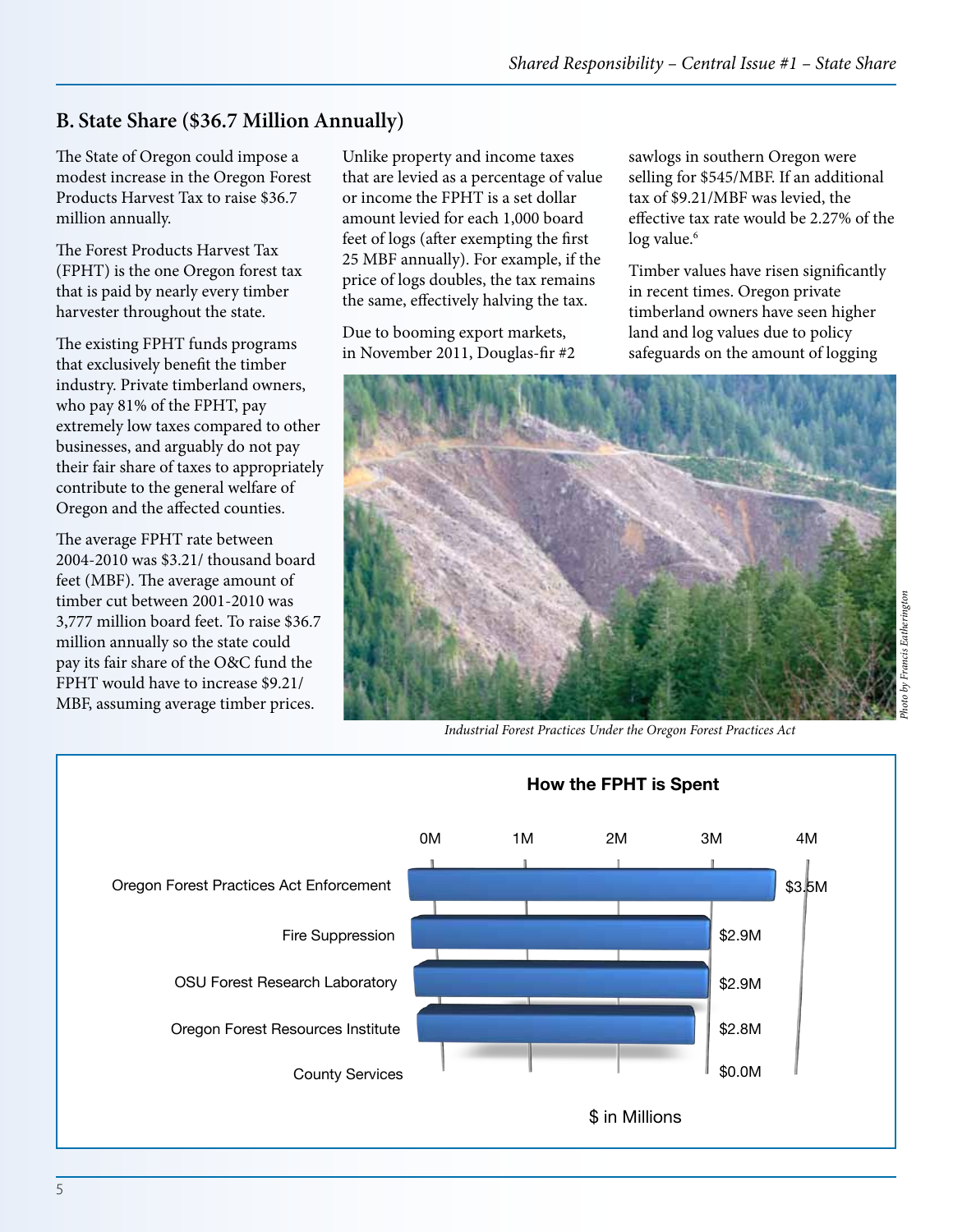## B. State Share ($36.7 Million Annually)

The State of Oregon could impose a modest increase in the Oregon Forest Products Harvest Tax to raise $36.7 million annually.

The Forest Products Harvest Tax (FPHT) is the one Oregon forest tax that is paid by nearly every timber harvester throughout the state.

The existing FPHT funds programs that exclusively benefit the timber industry. Private timberland owners, who pay 81% of the FPHT, pay extremely low taxes compared to other businesses, and arguably do not pay their fair share of taxes to appropriately contribute to the general welfare of Oregon and the affected counties.

The average FPHT rate between 2004-2010 was $3.21/ thousand board feet (MBF). The average amount of timber cut between 2001-2010 was 3,777 million board feet. To raise $36.7 million annually so the state could pay its fair share of the O&C fund the FPHT would have to increase $9.21/ MBF, assuming average timber prices.

Unlike property and income taxes that are levied as a percentage of value or income the FPHT is a set dollar amount levied for each 1,000 board feet of logs (after exempting the first 25 MBF annually). For example, if the price of logs doubles, the tax remains the same, effectively halving the tax.

Due to booming export markets, in November 2011, Douglas-fir #2 sawlogs in southern Oregon were selling for $545/MBF. If an additional tax of $9.21/MBF was levied, the effective tax rate would be 2.27% of the log value.[6]

Timber values have risen significantly in recent times. Oregon private timberland owners have seen higher land and log values due to policy safeguards on the amount of logging

*Industrial Forest Practices Under the Oregon Forest Practices Act*

*Photo by Francis Eatherington*

**How the FPHT is Spent**

| Program | $ in Millions |
|---|---|
| Oregon Forest Practices Act Enforcement | $3.5M |
| Fire Suppression | $2.9M |
| OSU Forest Research Laboratory | $2.9M |
| Oregon Forest Resources Institute | $2.8M |
| County Services | $0.0M |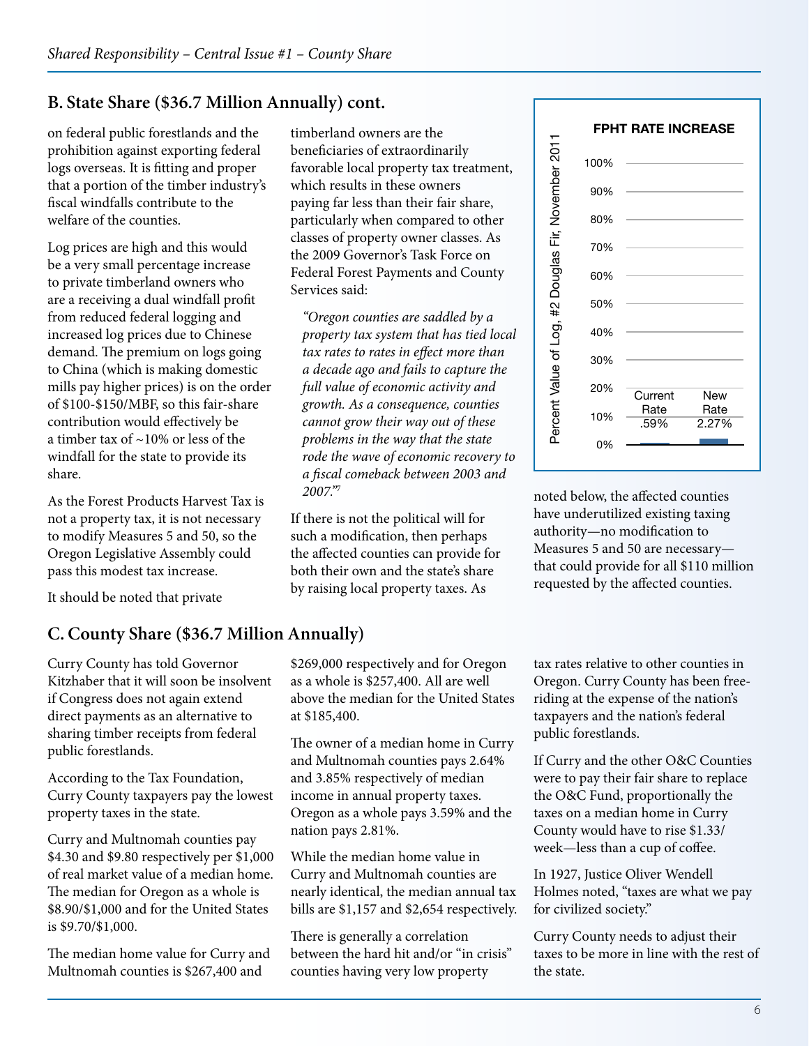## B. State Share ($36.7 Million Annually) cont.

on federal public forestlands and the prohibition against exporting federal logs overseas. It is fitting and proper that a portion of the timber industry's fiscal windfalls contribute to the welfare of the counties.

Log prices are high and this would be a very small percentage increase to private timberland owners who are a receiving a dual windfall profit from reduced federal logging and increased log prices due to Chinese demand. The premium on logs going to China (which is making domestic mills pay higher prices) is on the order of $100-$150/MBF, so this fair-share contribution would effectively be a timber tax of ~10% or less of the windfall for the state to provide its share.

As the Forest Products Harvest Tax is not a property tax, it is not necessary to modify Measures 5 and 50, so the Oregon Legislative Assembly could pass this modest tax increase.

It should be noted that private timberland owners are the beneficiaries of extraordinarily favorable local property tax treatment, which results in these owners paying far less than their fair share, particularly when compared to other classes of property owner classes. As the 2009 Governor's Task Force on Federal Forest Payments and County Services said:

> *"Oregon counties are saddled by a property tax system that has tied local tax rates to rates in effect more than a decade ago and fails to capture the full value of economic activity and growth. As a consequence, counties cannot grow their way out of these problems in the way that the state rode the wave of economic recovery to a fiscal comeback between 2003 and 2007."*[7]

If there is not the political will for such a modification, then perhaps the affected counties can provide for both their own and the state's share by raising local property taxes. As noted below, the affected counties have underutilized existing taxing authority—no modification to Measures 5 and 50 are necessary—that could provide for all $110 million requested by the affected counties.

**FPHT RATE INCREASE**

| | Current Rate | New Rate |
|---|---|---|
| Percent Value of Log, #2 Douglas Fir, November 2011 | .59% | 2.27% |

## C. County Share ($36.7 Million Annually)

Curry County has told Governor Kitzhaber that it will soon be insolvent if Congress does not again extend direct payments as an alternative to sharing timber receipts from federal public forestlands.

According to the Tax Foundation, Curry County taxpayers pay the lowest property taxes in the state.

Curry and Multnomah counties pay $4.30 and $9.80 respectively per $1,000 of real market value of a median home. The median for Oregon as a whole is $8.90/$1,000 and for the United States is $9.70/$1,000.

The median home value for Curry and Multnomah counties is $267,400 and $269,000 respectively and for Oregon as a whole is $257,400. All are well above the median for the United States at $185,400.

The owner of a median home in Curry and Multnomah counties pays 2.64% and 3.85% respectively of median income in annual property taxes. Oregon as a whole pays 3.59% and the nation pays 2.81%.

While the median home value in Curry and Multnomah counties are nearly identical, the median annual tax bills are $1,157 and $2,654 respectively.

There is generally a correlation between the hard hit and/or "in crisis" counties having very low property tax rates relative to other counties in Oregon. Curry County has been free-riding at the expense of the nation's taxpayers and the nation's federal public forestlands.

If Curry and the other O&C Counties were to pay their fair share to replace the O&C Fund, proportionally the taxes on a median home in Curry County would have to rise $1.33/week—less than a cup of coffee.

In 1927, Justice Oliver Wendell Holmes noted, "taxes are what we pay for civilized society."

Curry County needs to adjust their taxes to be more in line with the rest of the state.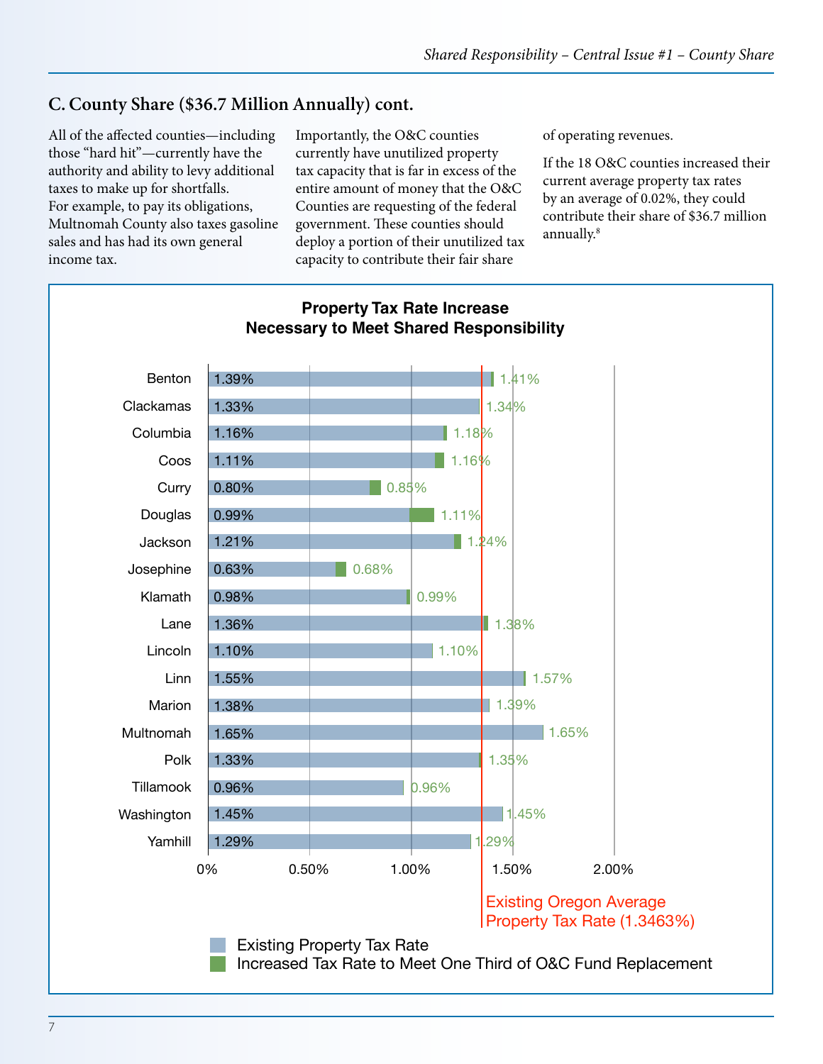## C. County Share ($36.7 Million Annually) cont.

All of the affected counties—including those "hard hit"—currently have the authority and ability to levy additional taxes to make up for shortfalls. For example, to pay its obligations, Multnomah County also taxes gasoline sales and has had its own general income tax.

Importantly, the O&C counties currently have unutilized property tax capacity that is far in excess of the entire amount of money that the O&C Counties are requesting of the federal government. These counties should deploy a portion of their unutilized tax capacity to contribute their fair share of operating revenues.

If the 18 O&C counties increased their current average property tax rates by an average of 0.02%, they could contribute their share of $36.7 million annually.[8]

**Property Tax Rate Increase Necessary to Meet Shared Responsibility**

| County | Existing Property Tax Rate | Increased Tax Rate to Meet One Third of O&C Fund Replacement |
|---|---|---|
| Benton | 1.39% | 1.41% |
| Clackamas | 1.33% | 1.34% |
| Columbia | 1.16% | 1.18% |
| Coos | 1.11% | 1.16% |
| Curry | 0.80% | 0.85% |
| Douglas | 0.99% | 1.11% |
| Jackson | 1.21% | 1.24% |
| Josephine | 0.63% | 0.68% |
| Klamath | 0.98% | 0.99% |
| Lane | 1.36% | 1.38% |
| Lincoln | 1.10% | 1.10% |
| Linn | 1.55% | 1.57% |
| Marion | 1.38% | 1.39% |
| Multnomah | 1.65% | 1.65% |
| Polk | 1.33% | 1.35% |
| Tillamook | 0.96% | 0.96% |
| Washington | 1.45% | 1.45% |
| Yamhill | 1.29% | 1.29% |

Existing Oregon Average Property Tax Rate (1.3463%)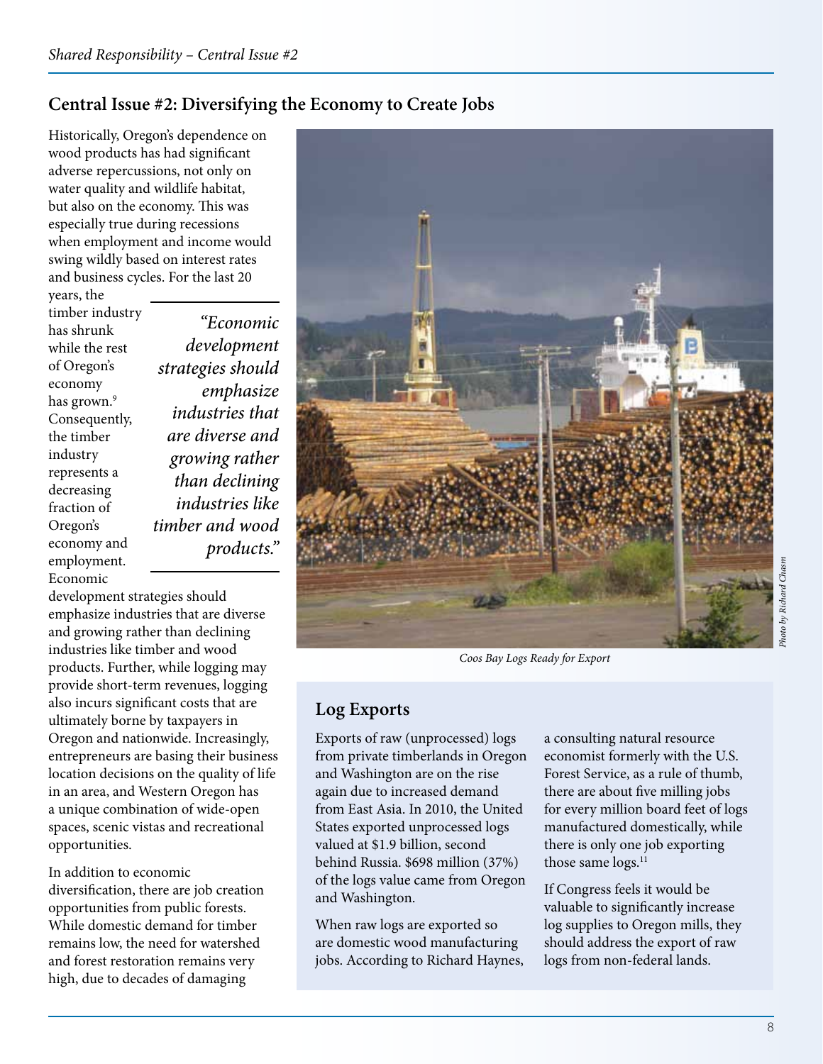## Central Issue #2: Diversifying the Economy to Create Jobs

Historically, Oregon's dependence on wood products has had significant adverse repercussions, not only on water quality and wildlife habitat, but also on the economy. This was especially true during recessions when employment and income would swing wildly based on interest rates and business cycles. For the last 20 years, the timber industry has shrunk while the rest of Oregon's economy has grown.[9] Consequently, the timber industry represents a decreasing fraction of Oregon's economy and employment. Economic development strategies should emphasize industries that are diverse and growing rather than declining industries like timber and wood products. Further, while logging may provide short-term revenues, logging also incurs significant costs that are ultimately borne by taxpayers in Oregon and nationwide. Increasingly, entrepreneurs are basing their business location decisions on the quality of life in an area, and Western Oregon has a unique combination of wide-open spaces, scenic vistas and recreational opportunities.

*"Economic development strategies should emphasize industries that are diverse and growing rather than declining industries like timber and wood products."*

In addition to economic diversification, there are job creation opportunities from public forests. While domestic demand for timber remains low, the need for watershed and forest restoration remains very high, due to decades of damaging

Coos Bay Logs Ready for Export

*Photo by Richard Chasm*

### Log Exports

Exports of raw (unprocessed) logs from private timberlands in Oregon and Washington are on the rise again due to increased demand from East Asia. In 2010, the United States exported unprocessed logs valued at $1.9 billion, second behind Russia. $698 million (37%) of the logs value came from Oregon and Washington.

When raw logs are exported so are domestic wood manufacturing jobs. According to Richard Haynes, a consulting natural resource economist formerly with the U.S. Forest Service, as a rule of thumb, there are about five milling jobs for every million board feet of logs manufactured domestically, while there is only one job exporting those same logs.[11]

If Congress feels it would be valuable to significantly increase log supplies to Oregon mills, they should address the export of raw logs from non-federal lands.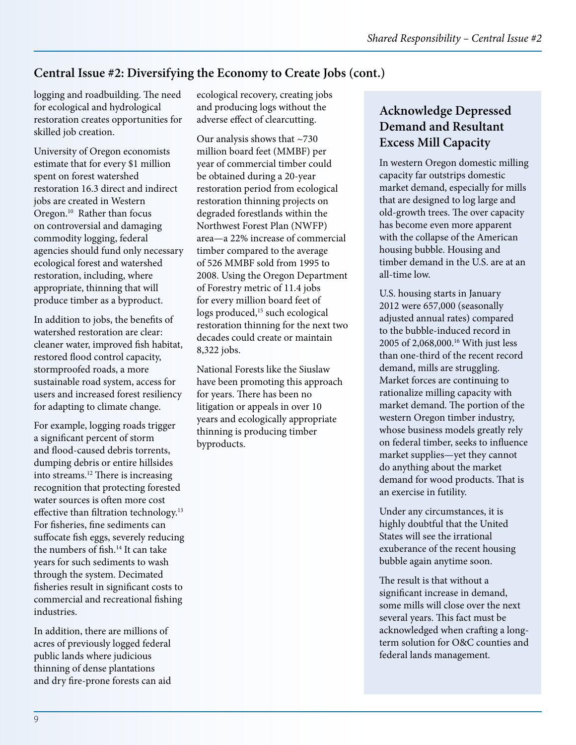## Central Issue #2: Diversifying the Economy to Create Jobs (cont.)

logging and roadbuilding. The need for ecological and hydrological restoration creates opportunities for skilled job creation.

University of Oregon economists estimate that for every $1 million spent on forest watershed restoration 16.3 direct and indirect jobs are created in Western Oregon.[10] Rather than focus on controversial and damaging commodity logging, federal agencies should fund only necessary ecological forest and watershed restoration, including, where appropriate, thinning that will produce timber as a byproduct.

In addition to jobs, the benefits of watershed restoration are clear: cleaner water, improved fish habitat, restored flood control capacity, stormproofed roads, a more sustainable road system, access for users and increased forest resiliency for adapting to climate change.

For example, logging roads trigger a significant percent of storm and flood-caused debris torrents, dumping debris or entire hillsides into streams.[12] There is increasing recognition that protecting forested water sources is often more cost effective than filtration technology.[13] For fisheries, fine sediments can suffocate fish eggs, severely reducing the numbers of fish.[14] It can take years for such sediments to wash through the system. Decimated fisheries result in significant costs to commercial and recreational fishing industries.

In addition, there are millions of acres of previously logged federal public lands where judicious thinning of dense plantations and dry fire-prone forests can aid ecological recovery, creating jobs and producing logs without the adverse effect of clearcutting.

Our analysis shows that ~730 million board feet (MMBF) per year of commercial timber could be obtained during a 20-year restoration period from ecological restoration thinning projects on degraded forestlands within the Northwest Forest Plan (NWFP) area—a 22% increase of commercial timber compared to the average of 526 MMBF sold from 1995 to 2008. Using the Oregon Department of Forestry metric of 11.4 jobs for every million board feet of logs produced,[15] such ecological restoration thinning for the next two decades could create or maintain 8,322 jobs.

National Forests like the Siuslaw have been promoting this approach for years. There has been no litigation or appeals in over 10 years and ecologically appropriate thinning is producing timber byproducts.

### Acknowledge Depressed Demand and Resultant Excess Mill Capacity

In western Oregon domestic milling capacity far outstrips domestic market demand, especially for mills that are designed to log large and old-growth trees. The over capacity has become even more apparent with the collapse of the American housing bubble. Housing and timber demand in the U.S. are at an all-time low.

U.S. housing starts in January 2012 were 657,000 (seasonally adjusted annual rates) compared to the bubble-induced record in 2005 of 2,068,000.[16] With just less than one-third of the recent record demand, mills are struggling. Market forces are continuing to rationalize milling capacity with market demand. The portion of the western Oregon timber industry, whose business models greatly rely on federal timber, seeks to influence market supplies—yet they cannot do anything about the market demand for wood products. That is an exercise in futility.

Under any circumstances, it is highly doubtful that the United States will see the irrational exuberance of the recent housing bubble again anytime soon.

The result is that without a significant increase in demand, some mills will close over the next several years. This fact must be acknowledged when crafting a long-term solution for O&C counties and federal lands management.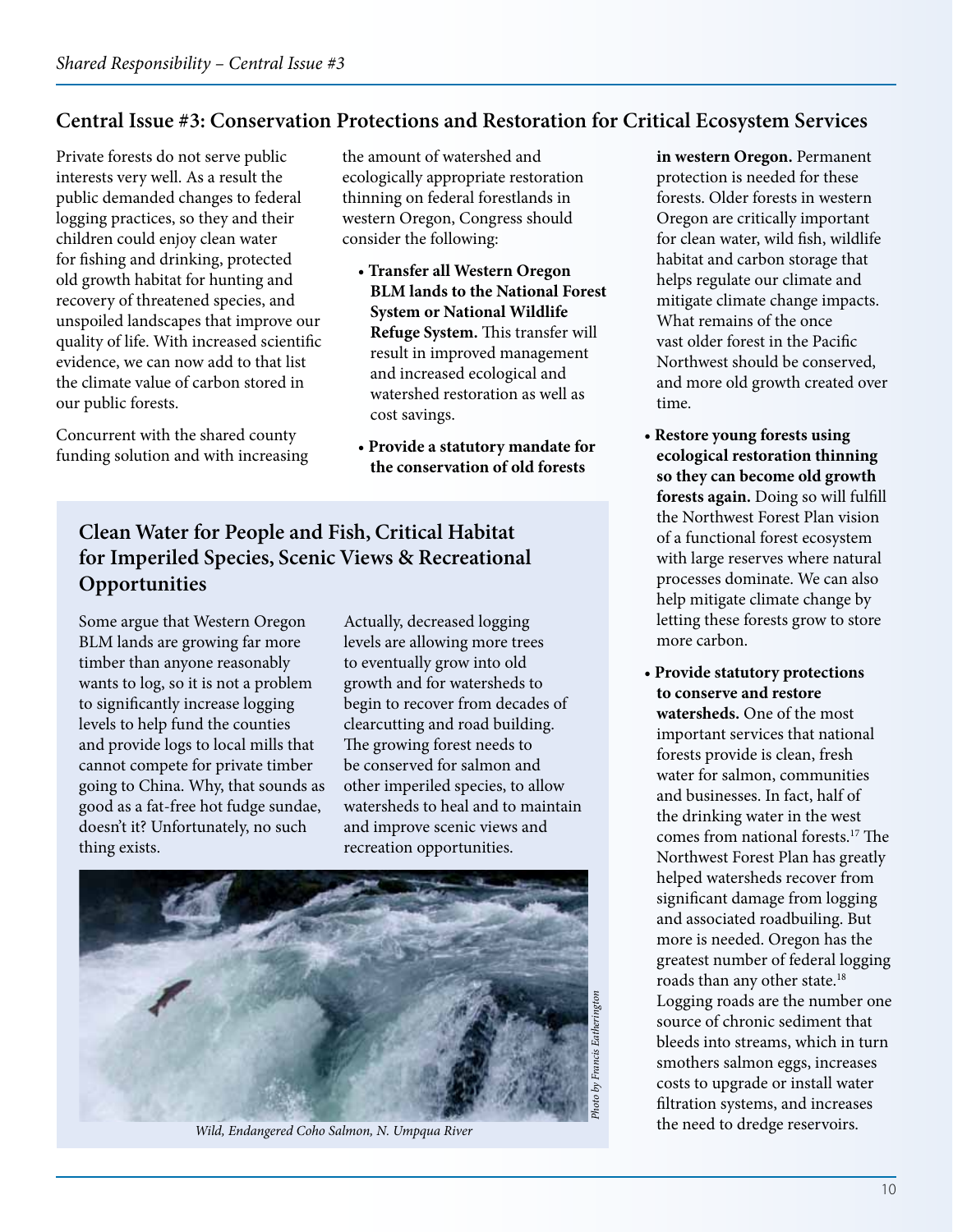## Central Issue #3: Conservation Protections and Restoration for Critical Ecosystem Services

Private forests do not serve public interests very well. As a result the public demanded changes to federal logging practices, so they and their children could enjoy clean water for fishing and drinking, protected old growth habitat for hunting and recovery of threatened species, and unspoiled landscapes that improve our quality of life. With increased scientific evidence, we can now add to that list the climate value of carbon stored in our public forests.

Concurrent with the shared county funding solution and with increasing the amount of watershed and ecologically appropriate restoration thinning on federal forestlands in western Oregon, Congress should consider the following:

- **Transfer all Western Oregon BLM lands to the National Forest System or National Wildlife Refuge System.** This transfer will result in improved management and increased ecological and watershed restoration as well as cost savings.
- **Provide a statutory mandate for the conservation of old forests in western Oregon.** Permanent protection is needed for these forests. Older forests in western Oregon are critically important for clean water, wild fish, wildlife habitat and carbon storage that helps regulate our climate and mitigate climate change impacts. What remains of the once vast older forest in the Pacific Northwest should be conserved, and more old growth created over time.
- **Restore young forests using ecological restoration thinning so they can become old growth forests again.** Doing so will fulfill the Northwest Forest Plan vision of a functional forest ecosystem with large reserves where natural processes dominate. We can also help mitigate climate change by letting these forests grow to store more carbon.
- **Provide statutory protections to conserve and restore watersheds.** One of the most important services that national forests provide is clean, fresh water for salmon, communities and businesses. In fact, half of the drinking water in the west comes from national forests.[17] The Northwest Forest Plan has greatly helped watersheds recover from significant damage from logging and associated roadbuiling. But more is needed. Oregon has the greatest number of federal logging roads than any other state.[18] Logging roads are the number one source of chronic sediment that bleeds into streams, which in turn smothers salmon eggs, increases costs to upgrade or install water filtration systems, and increases the need to dredge reservoirs.

### Clean Water for People and Fish, Critical Habitat for Imperiled Species, Scenic Views & Recreational Opportunities

Some argue that Western Oregon BLM lands are growing far more timber than anyone reasonably wants to log, so it is not a problem to significantly increase logging levels to help fund the counties and provide logs to local mills that cannot compete for private timber going to China. Why, that sounds as good as a fat-free hot fudge sundae, doesn't it? Unfortunately, no such thing exists.

Actually, decreased logging levels are allowing more trees to eventually grow into old growth and for watersheds to begin to recover from decades of clearcutting and road building. The growing forest needs to be conserved for salmon and other imperiled species, to allow watersheds to heal and to maintain and improve scenic views and recreation opportunities.

*Photo by Francis Eatherington*

*Wild, Endangered Coho Salmon, N. Umpqua River*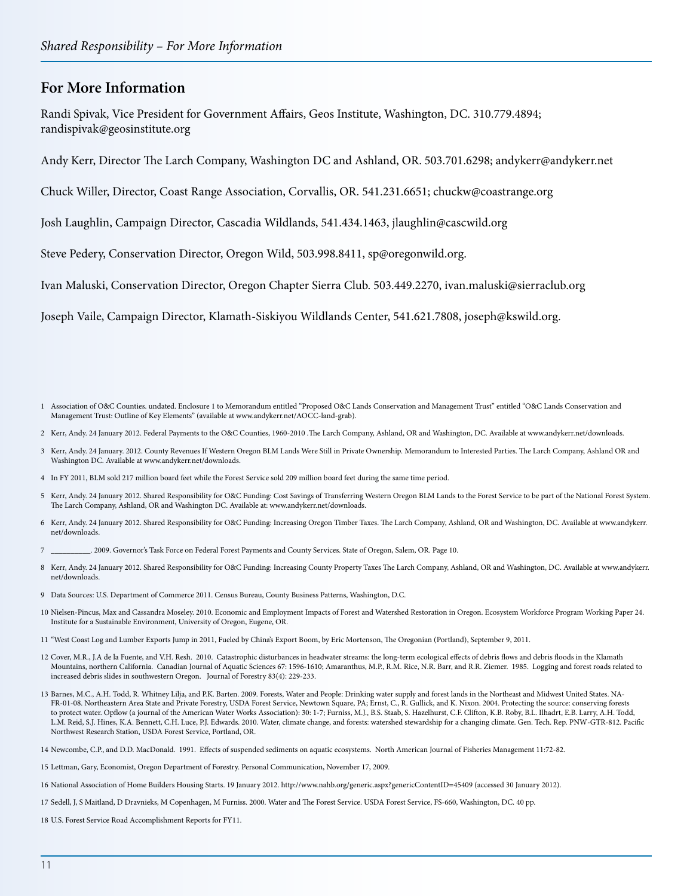## For More Information

Randi Spivak, Vice President for Government Affairs, Geos Institute, Washington, DC. 310.779.4894; randispivak@geosinstitute.org

Andy Kerr, Director The Larch Company, Washington DC and Ashland, OR. 503.701.6298; andykerr@andykerr.net

Chuck Willer, Director, Coast Range Association, Corvallis, OR. 541.231.6651; chuckw@coastrange.org

Josh Laughlin, Campaign Director, Cascadia Wildlands, 541.434.1463, jlaughlin@cascwild.org

Steve Pedery, Conservation Director, Oregon Wild, 503.998.8411, sp@oregonwild.org.

Ivan Maluski, Conservation Director, Oregon Chapter Sierra Club. 503.449.2270, ivan.maluski@sierraclub.org

Joseph Vaile, Campaign Director, Klamath-Siskiyou Wildlands Center, 541.621.7808, joseph@kswild.org.

1 Association of O&C Counties. undated. Enclosure 1 to Memorandum entitled "Proposed O&C Lands Conservation and Management Trust" entitled "O&C Lands Conservation and Management Trust: Outline of Key Elements" (available at www.andykerr.net/AOCC-land-grab).

2 Kerr, Andy. 24 January 2012. Federal Payments to the O&C Counties, 1960-2010 .The Larch Company, Ashland, OR and Washington, DC. Available at www.andykerr.net/downloads.

3 Kerr, Andy. 24 January. 2012. County Revenues If Western Oregon BLM Lands Were Still in Private Ownership. Memorandum to Interested Parties. The Larch Company, Ashland OR and Washington DC. Available at www.andykerr.net/downloads.

4 In FY 2011, BLM sold 217 million board feet while the Forest Service sold 209 million board feet during the same time period.

5 Kerr, Andy. 24 January 2012. Shared Responsibility for O&C Funding: Cost Savings of Transferring Western Oregon BLM Lands to the Forest Service to be part of the National Forest System. The Larch Company, Ashland, OR and Washington DC. Available at: www.andykerr.net/downloads.

6 Kerr, Andy. 24 January 2012. Shared Responsibility for O&C Funding: Increasing Oregon Timber Taxes. The Larch Company, Ashland, OR and Washington, DC. Available at www.andykerr.net/downloads.

7 __________. 2009. Governor's Task Force on Federal Forest Payments and County Services. State of Oregon, Salem, OR. Page 10.

8 Kerr, Andy. 24 January 2012. Shared Responsibility for O&C Funding: Increasing County Property Taxes The Larch Company, Ashland, OR and Washington, DC. Available at www.andykerr.net/downloads.

9 Data Sources: U.S. Department of Commerce 2011. Census Bureau, County Business Patterns, Washington, D.C.

10 Nielsen-Pincus, Max and Cassandra Moseley. 2010. Economic and Employment Impacts of Forest and Watershed Restoration in Oregon. Ecosystem Workforce Program Working Paper 24. Institute for a Sustainable Environment, University of Oregon, Eugene, OR.

11 "West Coast Log and Lumber Exports Jump in 2011, Fueled by China's Export Boom, by Eric Mortenson, The Oregonian (Portland), September 9, 2011.

12 Cover, M.R., J.A de la Fuente, and V.H. Resh. 2010. Catastrophic disturbances in headwater streams: the long-term ecological effects of debris flows and debris floods in the Klamath Mountains, northern California. Canadian Journal of Aquatic Sciences 67: 1596-1610; Amaranthus, M.P., R.M. Rice, N.R. Barr, and R.R. Ziemer. 1985. Logging and forest roads related to increased debris slides in southwestern Oregon. Journal of Forestry 83(4): 229-233.

13 Barnes, M.C., A.H. Todd, R. Whitney Lilja, and P.K. Barten. 2009. Forests, Water and People: Drinking water supply and forest lands in the Northeast and Midwest United States. NA-FR-01-08. Northeastern Area State and Private Forestry, USDA Forest Service, Newtown Square, PA; Ernst, C., R. Gullick, and K. Nixon. 2004. Protecting the source: conserving forests to protect water. Opflow (a journal of the American Water Works Association): 30: 1-7; Furniss, M.J., B.S. Staab, S. Hazelhurst, C.F. Clifton, K.B. Roby, B.L. Ilhadrt, E.B. Larry, A.H. Todd, L.M. Reid, S.J. Hines, K.A. Bennett, C.H. Luce, P.J. Edwards. 2010. Water, climate change, and forests: watershed stewardship for a changing climate. Gen. Tech. Rep. PNW-GTR-812. Pacific Northwest Research Station, USDA Forest Service, Portland, OR.

14 Newcombe, C.P., and D.D. MacDonald. 1991. Effects of suspended sediments on aquatic ecosystems. North American Journal of Fisheries Management 11:72-82.

15 Lettman, Gary, Economist, Oregon Department of Forestry. Personal Communication, November 17, 2009.

16 National Association of Home Builders Housing Starts. 19 January 2012. http://www.nahb.org/generic.aspx?genericContentID=45409 (accessed 30 January 2012).

17 Sedell, J, S Maitland, D Dravnieks, M Copenhagen, M Furniss. 2000. Water and The Forest Service. USDA Forest Service, FS-660, Washington, DC. 40 pp.

18 U.S. Forest Service Road Accomplishment Reports for FY11.